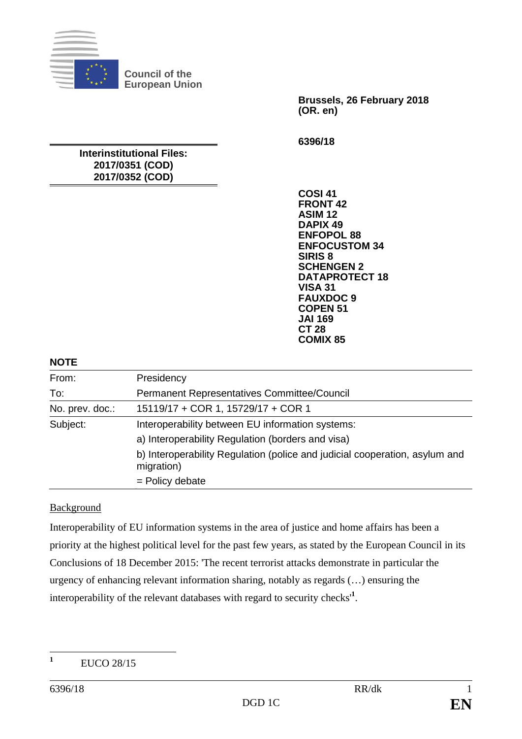Council of the European Union

**Brussels, 26 February 2018**
**(OR. en)**

**6396/18**

**Interinstitutional Files:**
**2017/0351 (COD)**
**2017/0352 (COD)**

**COSI 41**
**FRONT 42**
**ASIM 12**
**DAPIX 49**
**ENFOPOL 88**
**ENFOCUSTOM 34**
**SIRIS 8**
**SCHENGEN 2**
**DATAPROTECT 18**
**VISA 31**
**FAUXDOC 9**
**COPEN 51**
**JAI 169**
**CT 28**
**COMIX 85**

**NOTE**

| | |
|---|---|
| From: | Presidency |
| To: | Permanent Representatives Committee/Council |
| No. prev. doc.: | 15119/17 + COR 1, 15729/17 + COR 1 |
| Subject: | Interoperability between EU information systems:<br>a) Interoperability Regulation (borders and visa)<br>b) Interoperability Regulation (police and judicial cooperation, asylum and migration)<br>= Policy debate |

Background

Interoperability of EU information systems in the area of justice and home affairs has been a priority at the highest political level for the past few years, as stated by the European Council in its Conclusions of 18 December 2015: 'The recent terrorist attacks demonstrate in particular the urgency of enhancing relevant information sharing, notably as regards (…) ensuring the interoperability of the relevant databases with regard to security checks'[1].

[1] EUCO 28/15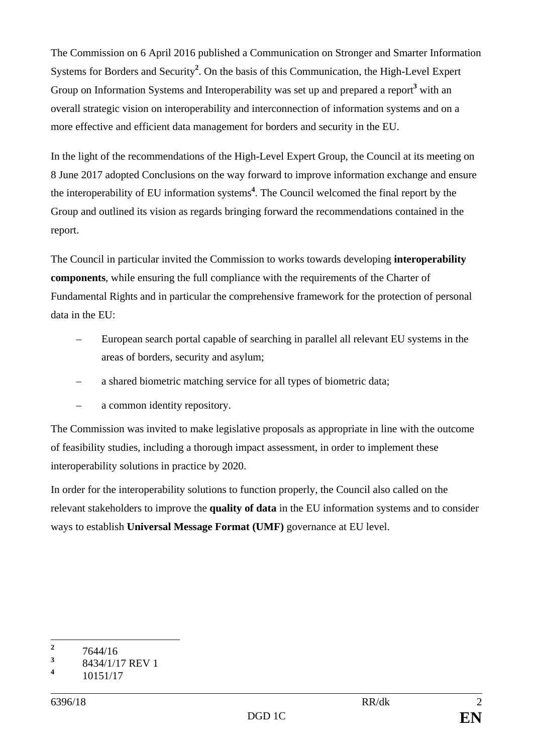The Commission on 6 April 2016 published a Communication on Stronger and Smarter Information Systems for Borders and Security[2]. On the basis of this Communication, the High-Level Expert Group on Information Systems and Interoperability was set up and prepared a report[3] with an overall strategic vision on interoperability and interconnection of information systems and on a more effective and efficient data management for borders and security in the EU.

In the light of the recommendations of the High-Level Expert Group, the Council at its meeting on 8 June 2017 adopted Conclusions on the way forward to improve information exchange and ensure the interoperability of EU information systems[4]. The Council welcomed the final report by the Group and outlined its vision as regards bringing forward the recommendations contained in the report.

The Council in particular invited the Commission to works towards developing **interoperability components**, while ensuring the full compliance with the requirements of the Charter of Fundamental Rights and in particular the comprehensive framework for the protection of personal data in the EU:

– European search portal capable of searching in parallel all relevant EU systems in the areas of borders, security and asylum;

– a shared biometric matching service for all types of biometric data;

– a common identity repository.

The Commission was invited to make legislative proposals as appropriate in line with the outcome of feasibility studies, including a thorough impact assessment, in order to implement these interoperability solutions in practice by 2020.

In order for the interoperability solutions to function properly, the Council also called on the relevant stakeholders to improve the **quality of data** in the EU information systems and to consider ways to establish **Universal Message Format (UMF)** governance at EU level.

---

[2] 7644/16
[3] 8434/1/17 REV 1
[4] 10151/17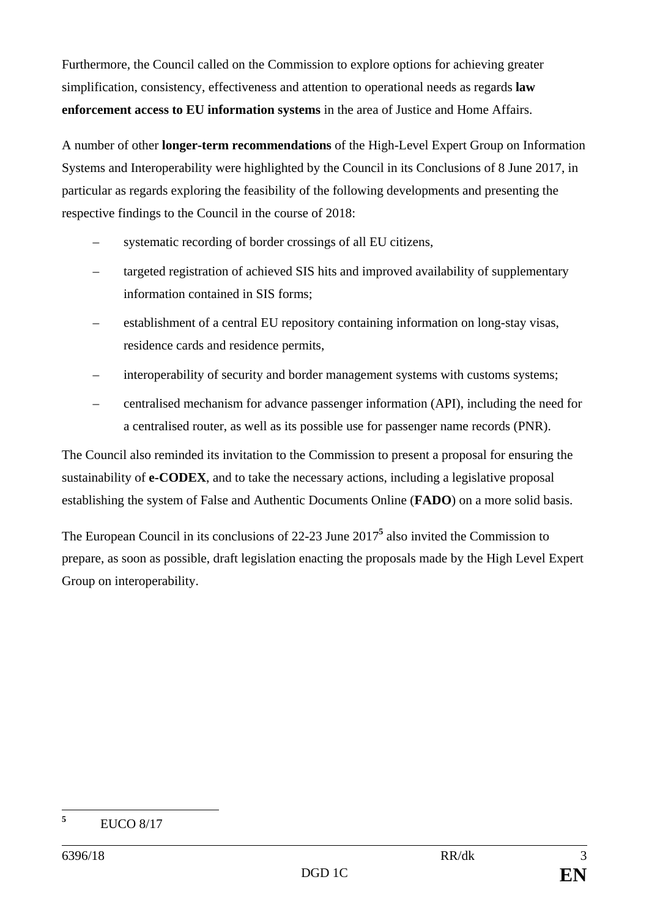Furthermore, the Council called on the Commission to explore options for achieving greater simplification, consistency, effectiveness and attention to operational needs as regards **law enforcement access to EU information systems** in the area of Justice and Home Affairs.

A number of other **longer-term recommendations** of the High-Level Expert Group on Information Systems and Interoperability were highlighted by the Council in its Conclusions of 8 June 2017, in particular as regards exploring the feasibility of the following developments and presenting the respective findings to the Council in the course of 2018:

- systematic recording of border crossings of all EU citizens,
- targeted registration of achieved SIS hits and improved availability of supplementary information contained in SIS forms;
- establishment of a central EU repository containing information on long-stay visas, residence cards and residence permits,
- interoperability of security and border management systems with customs systems;
- centralised mechanism for advance passenger information (API), including the need for a centralised router, as well as its possible use for passenger name records (PNR).

The Council also reminded its invitation to the Commission to present a proposal for ensuring the sustainability of **e-CODEX**, and to take the necessary actions, including a legislative proposal establishing the system of False and Authentic Documents Online (**FADO**) on a more solid basis.

The European Council in its conclusions of 22-23 June 2017[5] also invited the Commission to prepare, as soon as possible, draft legislation enacting the proposals made by the High Level Expert Group on interoperability.

[5] EUCO 8/17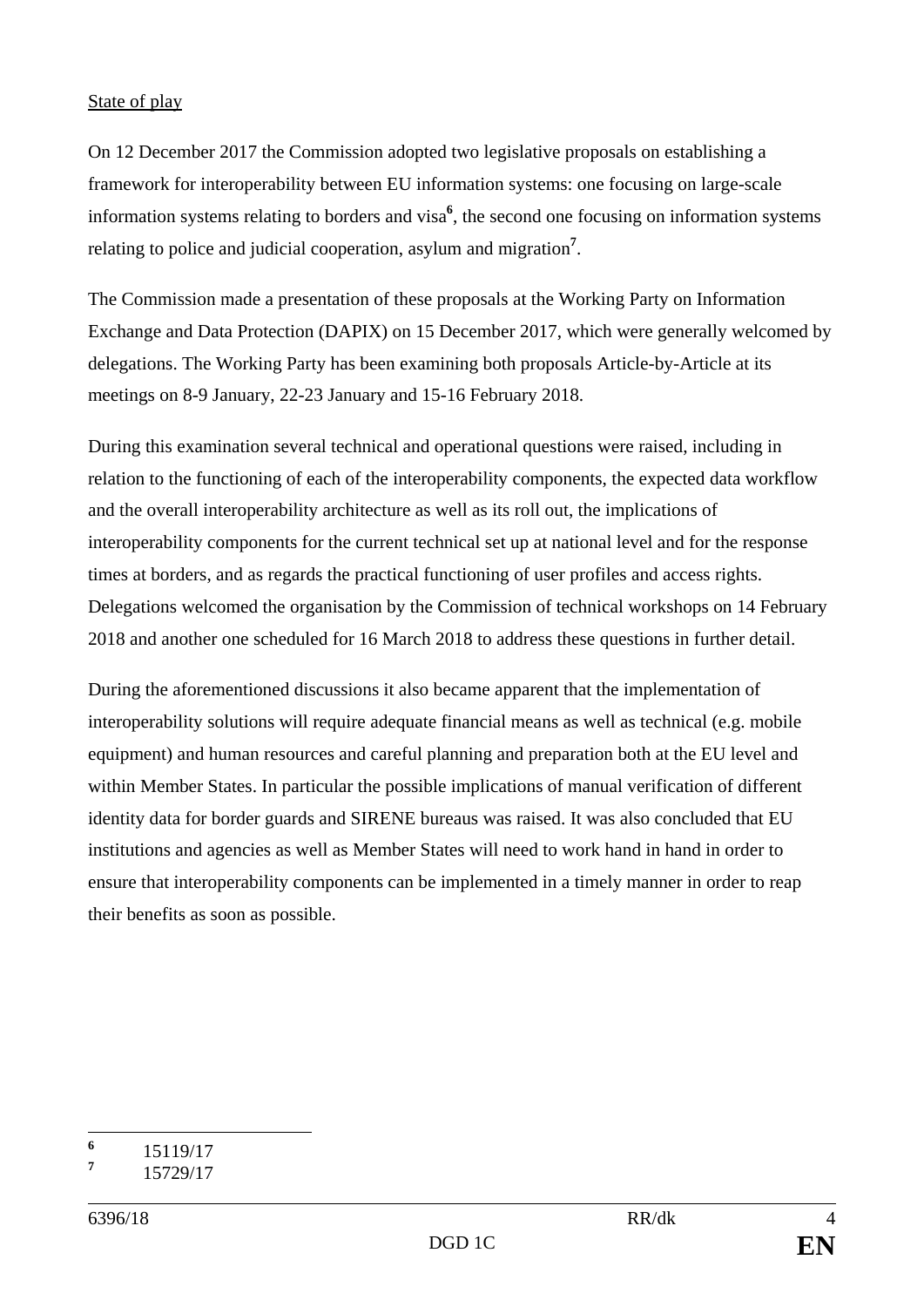State of play

On 12 December 2017 the Commission adopted two legislative proposals on establishing a framework for interoperability between EU information systems: one focusing on large-scale information systems relating to borders and visa[6], the second one focusing on information systems relating to police and judicial cooperation, asylum and migration[7].

The Commission made a presentation of these proposals at the Working Party on Information Exchange and Data Protection (DAPIX) on 15 December 2017, which were generally welcomed by delegations. The Working Party has been examining both proposals Article-by-Article at its meetings on 8-9 January, 22-23 January and 15-16 February 2018.

During this examination several technical and operational questions were raised, including in relation to the functioning of each of the interoperability components, the expected data workflow and the overall interoperability architecture as well as its roll out, the implications of interoperability components for the current technical set up at national level and for the response times at borders, and as regards the practical functioning of user profiles and access rights. Delegations welcomed the organisation by the Commission of technical workshops on 14 February 2018 and another one scheduled for 16 March 2018 to address these questions in further detail.

During the aforementioned discussions it also became apparent that the implementation of interoperability solutions will require adequate financial means as well as technical (e.g. mobile equipment) and human resources and careful planning and preparation both at the EU level and within Member States. In particular the possible implications of manual verification of different identity data for border guards and SIRENE bureaus was raised. It was also concluded that EU institutions and agencies as well as Member States will need to work hand in hand in order to ensure that interoperability components can be implemented in a timely manner in order to reap their benefits as soon as possible.

[6] 15119/17

[7] 15729/17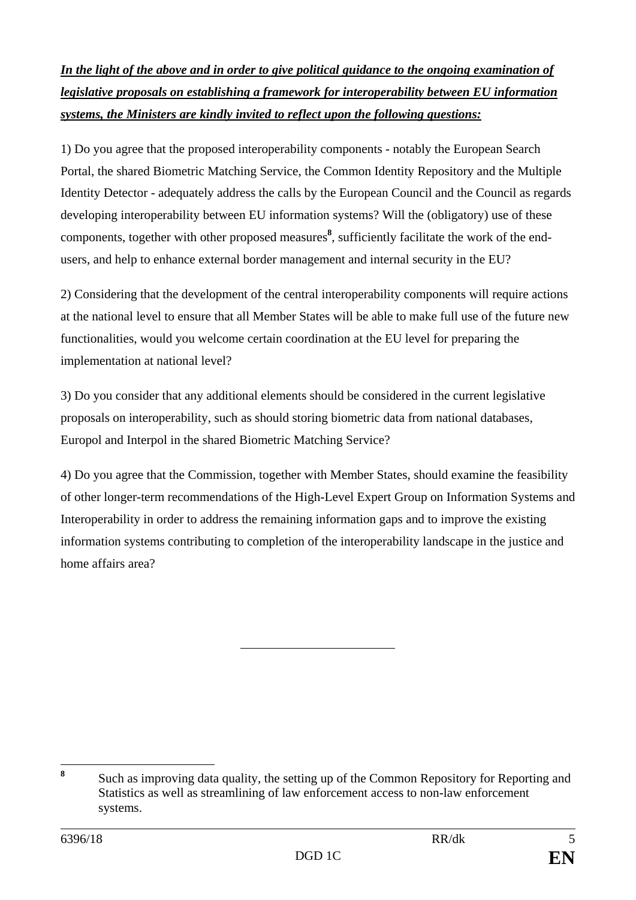***In the light of the above and in order to give political guidance to the ongoing examination of legislative proposals on establishing a framework for interoperability between EU information systems, the Ministers are kindly invited to reflect upon the following questions:***

1) Do you agree that the proposed interoperability components - notably the European Search Portal, the shared Biometric Matching Service, the Common Identity Repository and the Multiple Identity Detector - adequately address the calls by the European Council and the Council as regards developing interoperability between EU information systems? Will the (obligatory) use of these components, together with other proposed measures[8], sufficiently facilitate the work of the end-users, and help to enhance external border management and internal security in the EU?

2) Considering that the development of the central interoperability components will require actions at the national level to ensure that all Member States will be able to make full use of the future new functionalities, would you welcome certain coordination at the EU level for preparing the implementation at national level?

3) Do you consider that any additional elements should be considered in the current legislative proposals on interoperability, such as should storing biometric data from national databases, Europol and Interpol in the shared Biometric Matching Service?

4) Do you agree that the Commission, together with Member States, should examine the feasibility of other longer-term recommendations of the High-Level Expert Group on Information Systems and Interoperability in order to address the remaining information gaps and to improve the existing information systems contributing to completion of the interoperability landscape in the justice and home affairs area?

---

[8] Such as improving data quality, the setting up of the Common Repository for Reporting and Statistics as well as streamlining of law enforcement access to non-law enforcement systems.